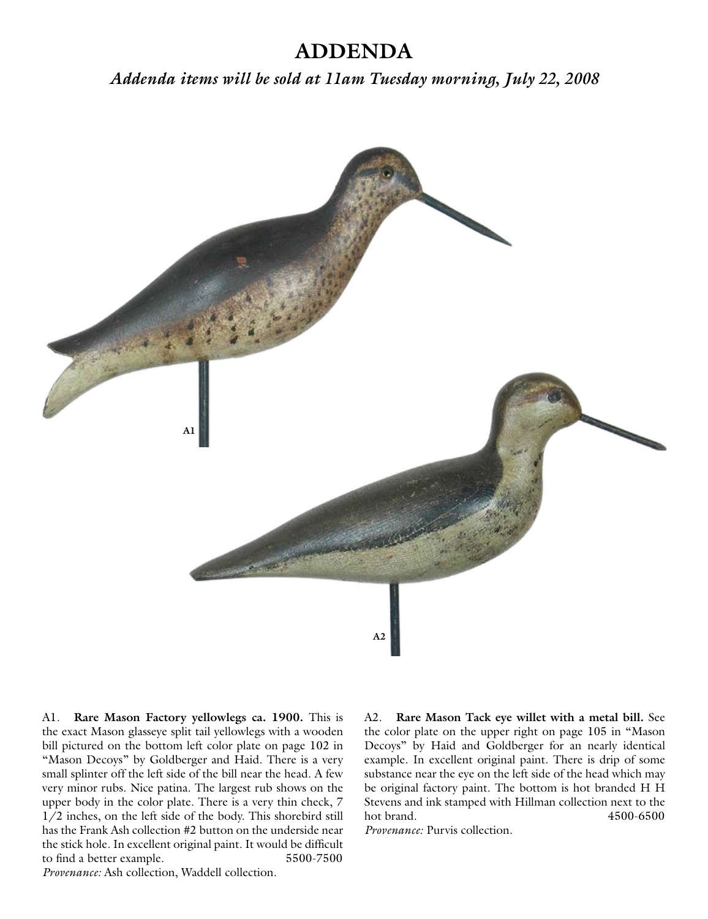# ADDENDA

## *Addenda items will be sold at 11am Tuesday morning, July 22, 2008*

A1

A2

A1. **Rare Mason Factory yellowlegs ca. 1900.** This is the exact Mason glasseye split tail yellowlegs with a wooden bill pictured on the bottom left color plate on page 102 in "Mason Decoys" by Goldberger and Haid. There is a very small splinter off the left side of the bill near the head. A few very minor rubs. Nice patina. The largest rub shows on the upper body in the color plate. There is a very thin check, 7 1/2 inches, on the left side of the body. This shorebird still has the Frank Ash collection #2 button on the underside near the stick hole. In excellent original paint. It would be difficult to find a better example. 5500-7500

*Provenance:* Ash collection, Waddell collection.

A2. **Rare Mason Tack eye willet with a metal bill.** See the color plate on the upper right on page 105 in "Mason Decoys" by Haid and Goldberger for an nearly identical example. In excellent original paint. There is drip of some substance near the eye on the left side of the head which may be original factory paint. The bottom is hot branded H H Stevens and ink stamped with Hillman collection next to the hot brand. 4500-6500

*Provenance:* Purvis collection.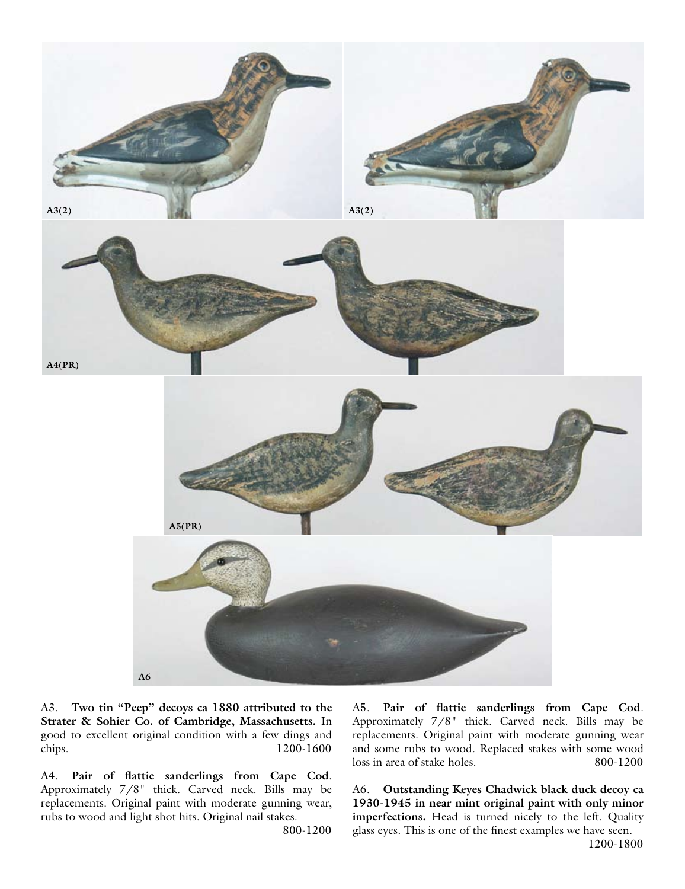A3(2)

A3(2)

A4(PR)

A5(PR)

A6

A3. **Two tin "Peep" decoys ca 1880 attributed to the Strater & Sohier Co. of Cambridge, Massachusetts.** In good to excellent original condition with a few dings and chips. 1200-1600

A4. **Pair of flattie sanderlings from Cape Cod**. Approximately 7/8" thick. Carved neck. Bills may be replacements. Original paint with moderate gunning wear, rubs to wood and light shot hits. Original nail stakes. 800-1200

A5. **Pair of flattie sanderlings from Cape Cod**. Approximately 7/8" thick. Carved neck. Bills may be replacements. Original paint with moderate gunning wear and some rubs to wood. Replaced stakes with some wood loss in area of stake holes. 800-1200

A6. **Outstanding Keyes Chadwick black duck decoy ca 1930-1945 in near mint original paint with only minor imperfections.** Head is turned nicely to the left. Quality glass eyes. This is one of the finest examples we have seen. 1200-1800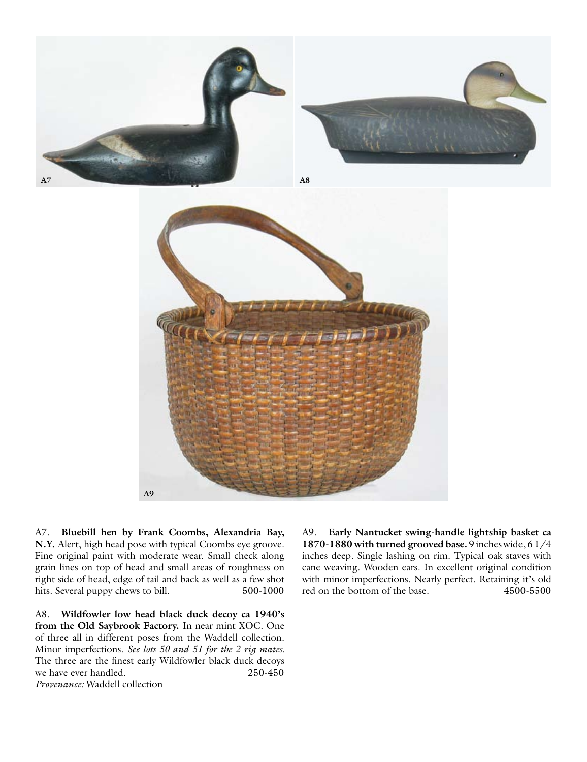A7. **Bluebill hen by Frank Coombs, Alexandria Bay, N.Y.** Alert, high head pose with typical Coombs eye groove. Fine original paint with moderate wear. Small check along grain lines on top of head and small areas of roughness on right side of head, edge of tail and back as well as a few shot hits. Several puppy chews to bill. 500-1000

A8. **Wildfowler low head black duck decoy ca 1940's from the Old Saybrook Factory.** In near mint XOC. One of three all in different poses from the Waddell collection. Minor imperfections. *See lots 50 and 51 for the 2 rig mates.* The three are the finest early Wildfowler black duck decoys we have ever handled. 250-450
*Provenance:* Waddell collection

A9. **Early Nantucket swing-handle lightship basket ca 1870-1880 with turned grooved base.** 9 inches wide, 6 1/4 inches deep. Single lashing on rim. Typical oak staves with cane weaving. Wooden ears. In excellent original condition with minor imperfections. Nearly perfect. Retaining it's old red on the bottom of the base. 4500-5500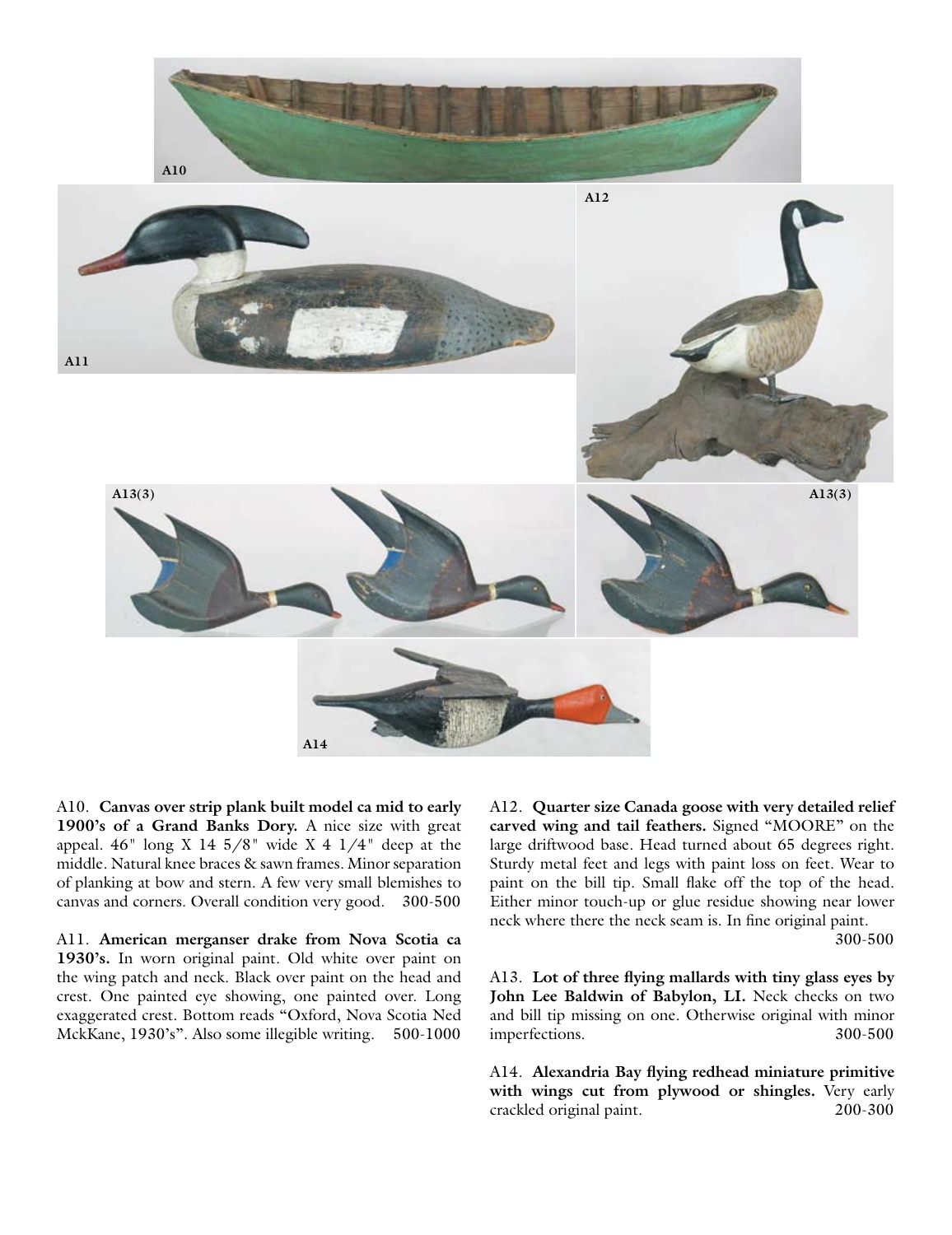A10 · A11 · A12 · A13(3) · A13(3) · A14

A10. **Canvas over strip plank built model ca mid to early 1900's of a Grand Banks Dory.** A nice size with great appeal. 46" long X 14 5/8" wide X 4 1/4" deep at the middle. Natural knee braces & sawn frames. Minor separation of planking at bow and stern. A few very small blemishes to canvas and corners. Overall condition very good. 300-500

A11. **American merganser drake from Nova Scotia ca 1930's.** In worn original paint. Old white over paint on the wing patch and neck. Black over paint on the head and crest. One painted eye showing, one painted over. Long exaggerated crest. Bottom reads "Oxford, Nova Scotia Ned MckKane, 1930's". Also some illegible writing. 500-1000

A12. **Quarter size Canada goose with very detailed relief carved wing and tail feathers.** Signed "MOORE" on the large driftwood base. Head turned about 65 degrees right. Sturdy metal feet and legs with paint loss on feet. Wear to paint on the bill tip. Small flake off the top of the head. Either minor touch-up or glue residue showing near lower neck where there the neck seam is. In fine original paint. 300-500

A13. **Lot of three flying mallards with tiny glass eyes by John Lee Baldwin of Babylon, LI.** Neck checks on two and bill tip missing on one. Otherwise original with minor imperfections. 300-500

A14. **Alexandria Bay flying redhead miniature primitive with wings cut from plywood or shingles.** Very early crackled original paint. 200-300